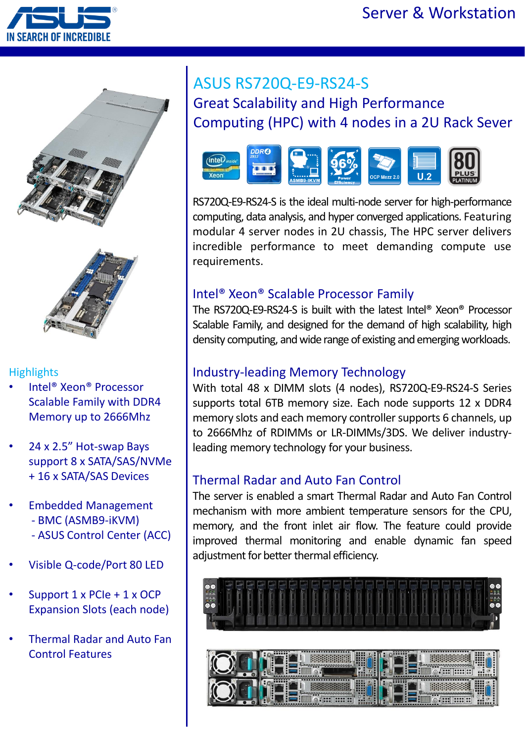# ASUS RS720Q-E9-RS24-S

## Great Scalability and High Performance Computing (HPC) with 4 nodes in a 2U Rack Sever

RS720Q-E9-RS24-S is the ideal multi-node server for high-performance computing, data analysis, and hyper converged applications. Featuring modular 4 server nodes in 2U chassis, The HPC server delivers incredible performance to meet demanding compute use requirements.

### Intel® Xeon® Scalable Processor Family

The RS720Q-E9-RS24-S is built with the latest Intel® Xeon® Processor Scalable Family, and designed for the demand of high scalability, high density computing, and wide range of existing and emerging workloads.

### Industry-leading Memory Technology

With total 48 x DIMM slots (4 nodes), RS720Q-E9-RS24-S Series supports total 6TB memory size. Each node supports 12 x DDR4 memory slots and each memory controller supports 6 channels, up to 2666Mhz of RDIMMs or LR-DIMMs/3DS. We deliver industry-leading memory technology for your business.

### Thermal Radar and Auto Fan Control

The server is enabled a smart Thermal Radar and Auto Fan Control mechanism with more ambient temperature sensors for the CPU, memory, and the front inlet air flow. The feature could provide improved thermal monitoring and enable dynamic fan speed adjustment for better thermal efficiency.

### Highlights

- Intel® Xeon® Processor Scalable Family with DDR4 Memory up to 2666Mhz
- 24 x 2.5" Hot-swap Bays support 8 x SATA/SAS/NVMe + 16 x SATA/SAS Devices
- Embedded Management
  - BMC (ASMB9-iKVM)
  - ASUS Control Center (ACC)
- Visible Q-code/Port 80 LED
- Support 1 x PCIe + 1 x OCP Expansion Slots (each node)
- Thermal Radar and Auto Fan Control Features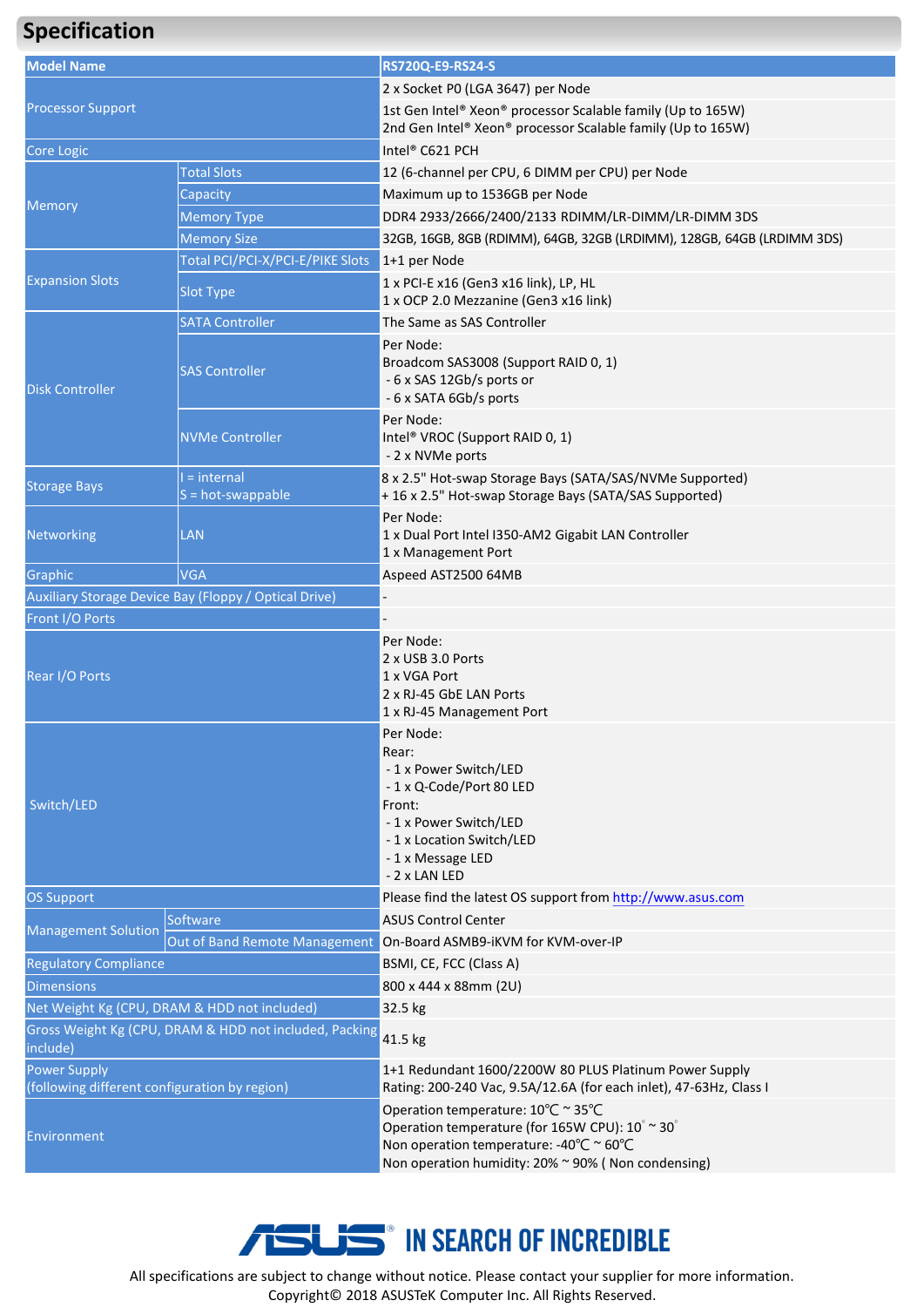## Specification

| Model Name | | RS720Q-E9-RS24-S |
|---|---|---|
| Processor Support | | 2 x Socket P0 (LGA 3647) per Node<br>1st Gen Intel® Xeon® processor Scalable family (Up to 165W)<br>2nd Gen Intel® Xeon® processor Scalable family (Up to 165W) |
| Core Logic | | Intel® C621 PCH |
| Memory | Total Slots | 12 (6-channel per CPU, 6 DIMM per CPU) per Node |
| | Capacity | Maximum up to 1536GB per Node |
| | Memory Type | DDR4 2933/2666/2400/2133 RDIMM/LR-DIMM/LR-DIMM 3DS |
| | Memory Size | 32GB, 16GB, 8GB (RDIMM), 64GB, 32GB (LRDIMM), 128GB, 64GB (LRDIMM 3DS) |
| Expansion Slots | Total PCI/PCI-X/PCI-E/PIKE Slots | 1+1 per Node |
| | Slot Type | 1 x PCI-E x16 (Gen3 x16 link), LP, HL<br>1 x OCP 2.0 Mezzanine (Gen3 x16 link) |
| Disk Controller | SATA Controller | The Same as SAS Controller |
| | SAS Controller | Per Node:<br>Broadcom SAS3008 (Support RAID 0, 1)<br>- 6 x SAS 12Gb/s ports or<br>- 6 x SATA 6Gb/s ports |
| | NVMe Controller | Per Node:<br>Intel® VROC (Support RAID 0, 1)<br>- 2 x NVMe ports |
| Storage Bays | I = internal<br>S = hot-swappable | 8 x 2.5" Hot-swap Storage Bays (SATA/SAS/NVMe Supported)<br>+ 16 x 2.5" Hot-swap Storage Bays (SATA/SAS Supported) |
| Networking | LAN | Per Node:<br>1 x Dual Port Intel I350-AM2 Gigabit LAN Controller<br>1 x Management Port |
| Graphic | VGA | Aspeed AST2500 64MB |
| Auxiliary Storage Device Bay (Floppy / Optical Drive) | | - |
| Front I/O Ports | | - |
| Rear I/O Ports | | Per Node:<br>2 x USB 3.0 Ports<br>1 x VGA Port<br>2 x RJ-45 GbE LAN Ports<br>1 x RJ-45 Management Port |
| Switch/LED | | Per Node:<br>Rear:<br>- 1 x Power Switch/LED<br>- 1 x Q-Code/Port 80 LED<br>Front:<br>- 1 x Power Switch/LED<br>- 1 x Location Switch/LED<br>- 1 x Message LED<br>- 2 x LAN LED |
| OS Support | | Please find the latest OS support from http://www.asus.com |
| Management Solution | Software | ASUS Control Center |
| | Out of Band Remote Management | On-Board ASMB9-iKVM for KVM-over-IP |
| Regulatory Compliance | | BSMI, CE, FCC (Class A) |
| Dimensions | | 800 x 444 x 88mm (2U) |
| Net Weight Kg (CPU, DRAM & HDD not included) | | 32.5 kg |
| Gross Weight Kg (CPU, DRAM & HDD not included, Packing include) | | 41.5 kg |
| Power Supply<br>(following different configuration by region) | | 1+1 Redundant 1600/2200W 80 PLUS Platinum Power Supply<br>Rating: 200-240 Vac, 9.5A/12.6A (for each inlet), 47-63Hz, Class I |
| Environment | | Operation temperature: 10℃ ~ 35℃<br>Operation temperature (for 165W CPU): 10° ~ 30°<br>Non operation temperature: -40℃ ~ 60℃<br>Non operation humidity: 20% ~ 90% ( Non condensing) |

ASUS IN SEARCH OF INCREDIBLE

All specifications are subject to change without notice. Please contact your supplier for more information.
Copyright© 2018 ASUSTeK Computer Inc. All Rights Reserved.